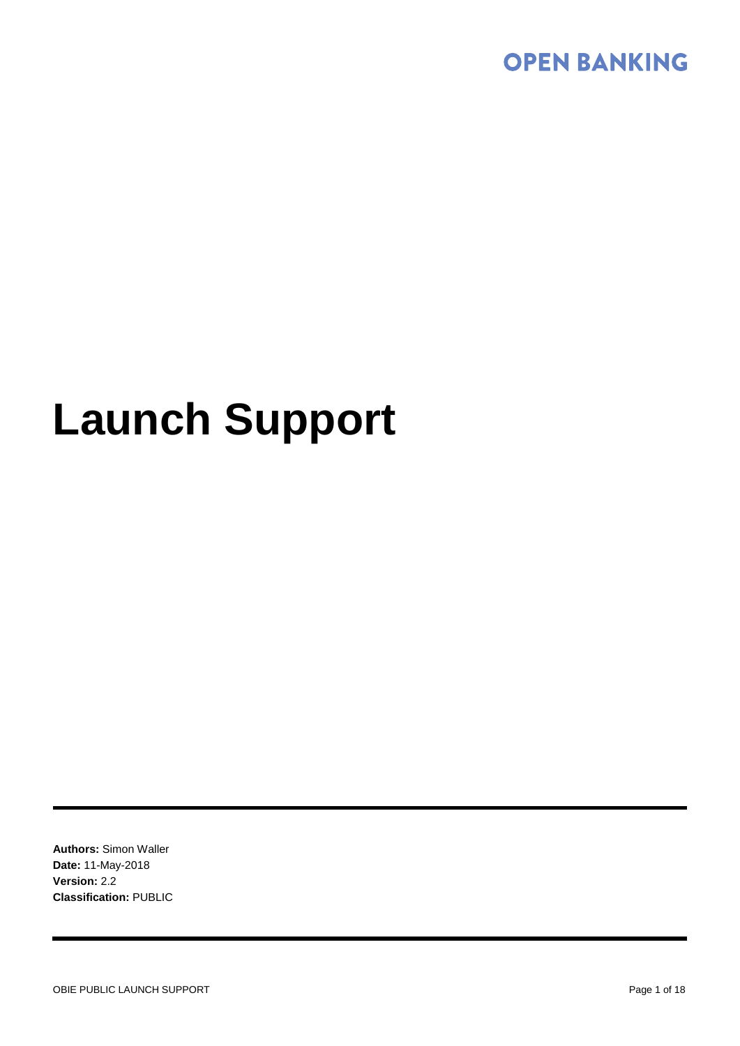OPEN BANKING

# Launch Support

**Authors:** Simon Waller
**Date:** 11-May-2018
**Version:** 2.2
**Classification:** PUBLIC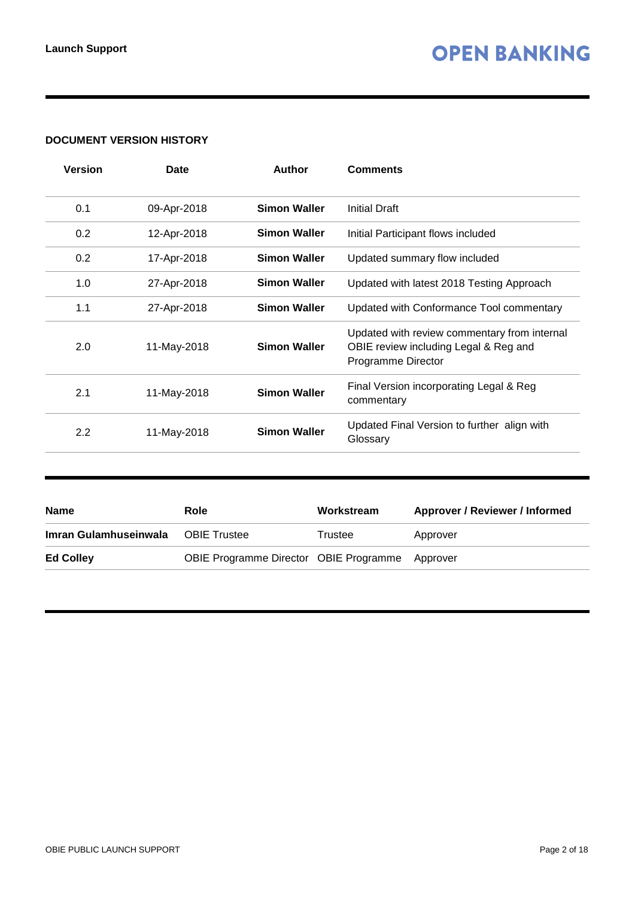**DOCUMENT VERSION HISTORY**

| Version | Date | Author | Comments |
| --- | --- | --- | --- |
| 0.1 | 09-Apr-2018 | **Simon Waller** | Initial Draft |
| 0.2 | 12-Apr-2018 | **Simon Waller** | Initial Participant flows included |
| 0.2 | 17-Apr-2018 | **Simon Waller** | Updated summary flow included |
| 1.0 | 27-Apr-2018 | **Simon Waller** | Updated with latest 2018 Testing Approach |
| 1.1 | 27-Apr-2018 | **Simon Waller** | Updated with Conformance Tool commentary |
| 2.0 | 11-May-2018 | **Simon Waller** | Updated with review commentary from internal OBIE review including Legal & Reg and Programme Director |
| 2.1 | 11-May-2018 | **Simon Waller** | Final Version incorporating Legal & Reg commentary |
| 2.2 | 11-May-2018 | **Simon Waller** | Updated Final Version to further align with Glossary |

| Name | Role | Workstream | Approver / Reviewer / Informed |
| --- | --- | --- | --- |
| **Imran Gulamhuseinwala** | OBIE Trustee | Trustee | Approver |
| **Ed Colley** | OBIE Programme Director | OBIE Programme | Approver |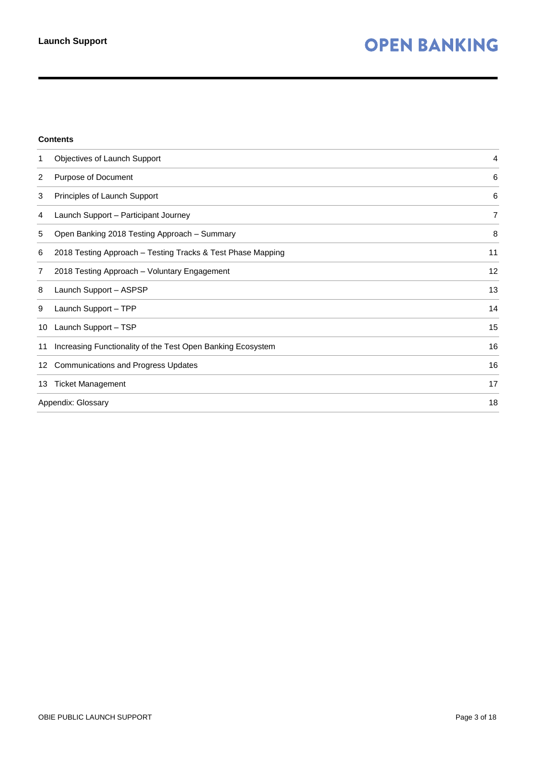**Contents**

| | | |
|---|---|---|
| 1 | Objectives of Launch Support | 4 |
| 2 | Purpose of Document | 6 |
| 3 | Principles of Launch Support | 6 |
| 4 | Launch Support – Participant Journey | 7 |
| 5 | Open Banking 2018 Testing Approach – Summary | 8 |
| 6 | 2018 Testing Approach – Testing Tracks & Test Phase Mapping | 11 |
| 7 | 2018 Testing Approach – Voluntary Engagement | 12 |
| 8 | Launch Support – ASPSP | 13 |
| 9 | Launch Support – TPP | 14 |
| 10 | Launch Support – TSP | 15 |
| 11 | Increasing Functionality of the Test Open Banking Ecosystem | 16 |
| 12 | Communications and Progress Updates | 16 |
| 13 | Ticket Management | 17 |
| | Appendix: Glossary | 18 |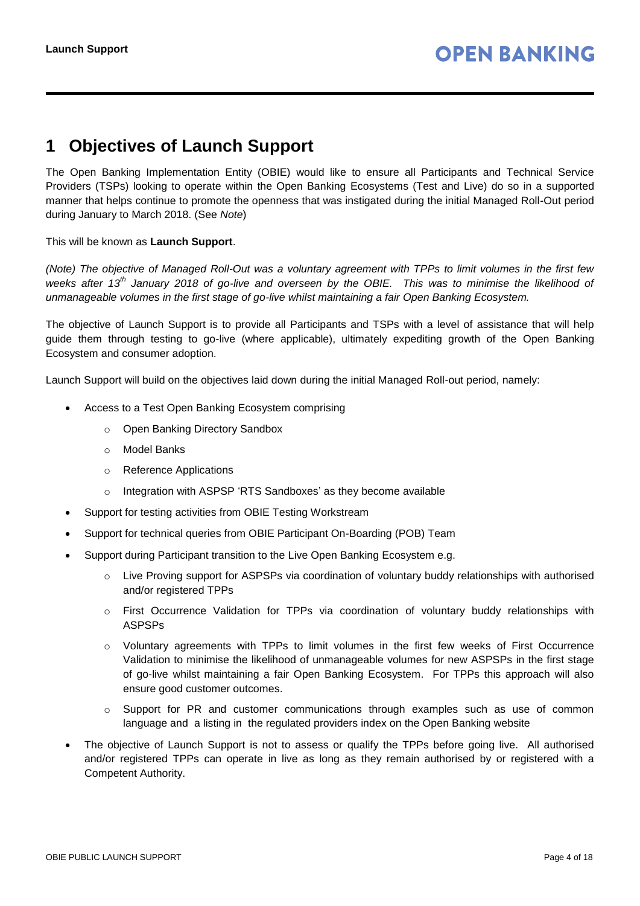# 1 Objectives of Launch Support

The Open Banking Implementation Entity (OBIE) would like to ensure all Participants and Technical Service Providers (TSPs) looking to operate within the Open Banking Ecosystems (Test and Live) do so in a supported manner that helps continue to promote the openness that was instigated during the initial Managed Roll-Out period during January to March 2018. (See *Note*)

This will be known as **Launch Support**.

*(Note) The objective of Managed Roll-Out was a voluntary agreement with TPPs to limit volumes in the first few weeks after 13th January 2018 of go-live and overseen by the OBIE. This was to minimise the likelihood of unmanageable volumes in the first stage of go-live whilst maintaining a fair Open Banking Ecosystem.*

The objective of Launch Support is to provide all Participants and TSPs with a level of assistance that will help guide them through testing to go-live (where applicable), ultimately expediting growth of the Open Banking Ecosystem and consumer adoption.

Launch Support will build on the objectives laid down during the initial Managed Roll-out period, namely:

- Access to a Test Open Banking Ecosystem comprising
  - Open Banking Directory Sandbox
  - Model Banks
  - Reference Applications
  - Integration with ASPSP 'RTS Sandboxes' as they become available
- Support for testing activities from OBIE Testing Workstream
- Support for technical queries from OBIE Participant On-Boarding (POB) Team
- Support during Participant transition to the Live Open Banking Ecosystem e.g.
  - Live Proving support for ASPSPs via coordination of voluntary buddy relationships with authorised and/or registered TPPs
  - First Occurrence Validation for TPPs via coordination of voluntary buddy relationships with ASPSPs
  - Voluntary agreements with TPPs to limit volumes in the first few weeks of First Occurrence Validation to minimise the likelihood of unmanageable volumes for new ASPSPs in the first stage of go-live whilst maintaining a fair Open Banking Ecosystem. For TPPs this approach will also ensure good customer outcomes.
  - Support for PR and customer communications through examples such as use of common language and a listing in the regulated providers index on the Open Banking website
- The objective of Launch Support is not to assess or qualify the TPPs before going live. All authorised and/or registered TPPs can operate in live as long as they remain authorised by or registered with a Competent Authority.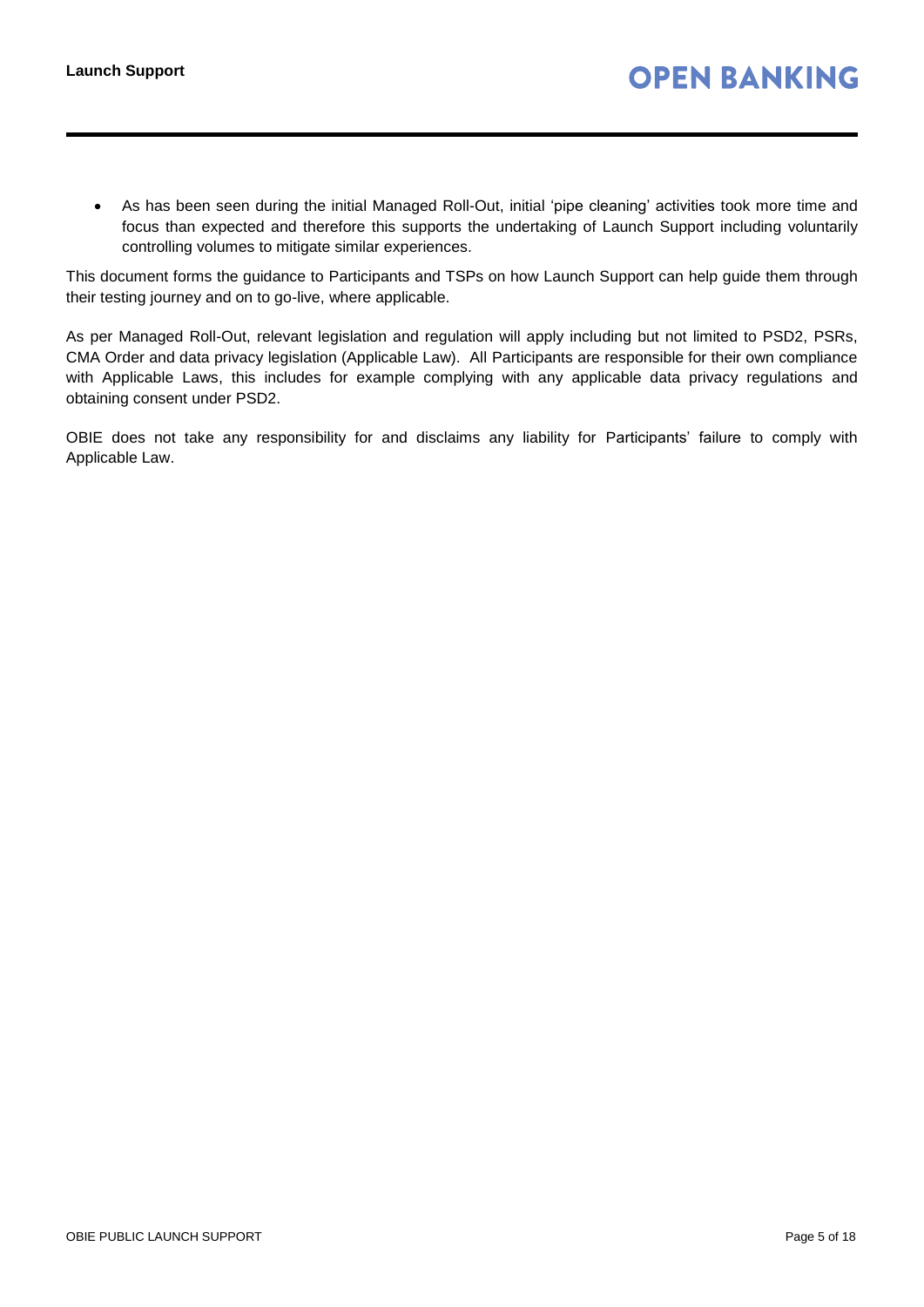- As has been seen during the initial Managed Roll-Out, initial 'pipe cleaning' activities took more time and focus than expected and therefore this supports the undertaking of Launch Support including voluntarily controlling volumes to mitigate similar experiences.

This document forms the guidance to Participants and TSPs on how Launch Support can help guide them through their testing journey and on to go-live, where applicable.

As per Managed Roll-Out, relevant legislation and regulation will apply including but not limited to PSD2, PSRs, CMA Order and data privacy legislation (Applicable Law). All Participants are responsible for their own compliance with Applicable Laws, this includes for example complying with any applicable data privacy regulations and obtaining consent under PSD2.

OBIE does not take any responsibility for and disclaims any liability for Participants' failure to comply with Applicable Law.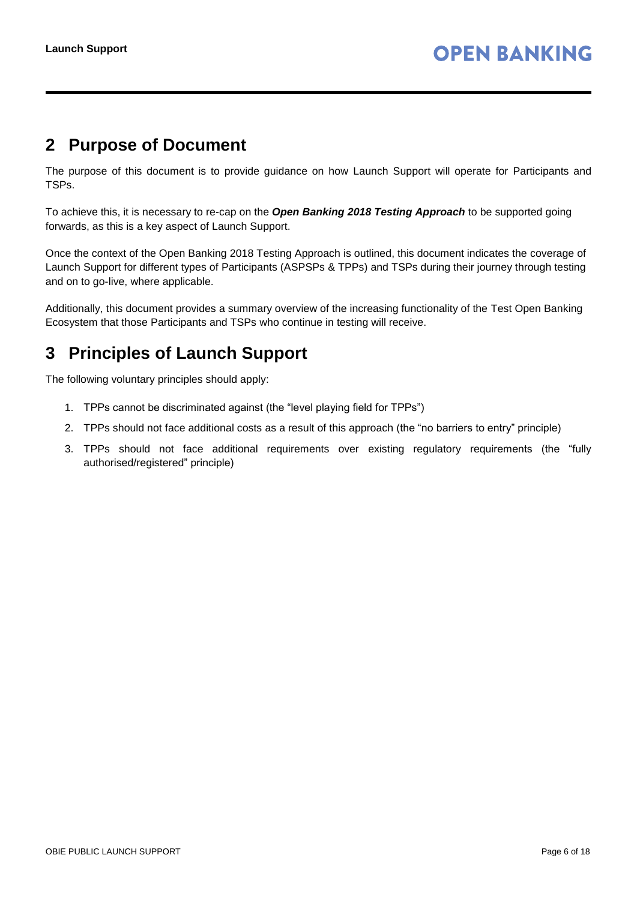## 2 Purpose of Document

The purpose of this document is to provide guidance on how Launch Support will operate for Participants and TSPs.

To achieve this, it is necessary to re-cap on the ***Open Banking 2018 Testing Approach*** to be supported going forwards, as this is a key aspect of Launch Support.

Once the context of the Open Banking 2018 Testing Approach is outlined, this document indicates the coverage of Launch Support for different types of Participants (ASPSPs & TPPs) and TSPs during their journey through testing and on to go-live, where applicable.

Additionally, this document provides a summary overview of the increasing functionality of the Test Open Banking Ecosystem that those Participants and TSPs who continue in testing will receive.

## 3 Principles of Launch Support

The following voluntary principles should apply:

1. TPPs cannot be discriminated against (the "level playing field for TPPs")
2. TPPs should not face additional costs as a result of this approach (the "no barriers to entry" principle)
3. TPPs should not face additional requirements over existing regulatory requirements (the "fully authorised/registered" principle)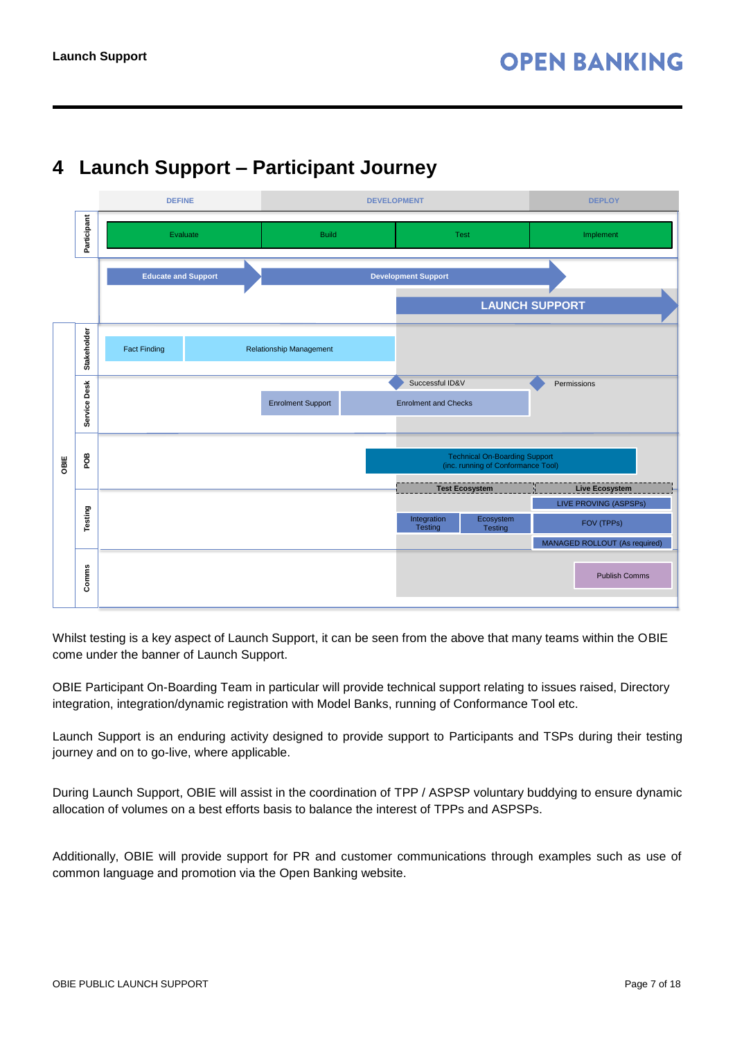# 4 Launch Support – Participant Journey

DEFINE | DEVELOPMENT | DEPLOY

Participant: Evaluate | Build | Test | Implement

Educate and Support | Development Support | LAUNCH SUPPORT

OBIE

Stakeholder: Fact Finding | Relationship Management

Service Desk: Successful ID&V | Permissions | Enrolment Support | Enrolment and Checks

POB: Technical On-Boarding Support (inc. running of Conformance Tool)

Testing: Test Ecosystem | Live Ecosystem | LIVE PROVING (ASPSPs) | Integration Testing | Ecosystem Testing | FOV (TPPs) | MANAGED ROLLOUT (As required)

Comms: Publish Comms

Whilst testing is a key aspect of Launch Support, it can be seen from the above that many teams within the OBIE come under the banner of Launch Support.

OBIE Participant On-Boarding Team in particular will provide technical support relating to issues raised, Directory integration, integration/dynamic registration with Model Banks, running of Conformance Tool etc.

Launch Support is an enduring activity designed to provide support to Participants and TSPs during their testing journey and on to go-live, where applicable.

During Launch Support, OBIE will assist in the coordination of TPP / ASPSP voluntary buddying to ensure dynamic allocation of volumes on a best efforts basis to balance the interest of TPPs and ASPSPs.

Additionally, OBIE will provide support for PR and customer communications through examples such as use of common language and promotion via the Open Banking website.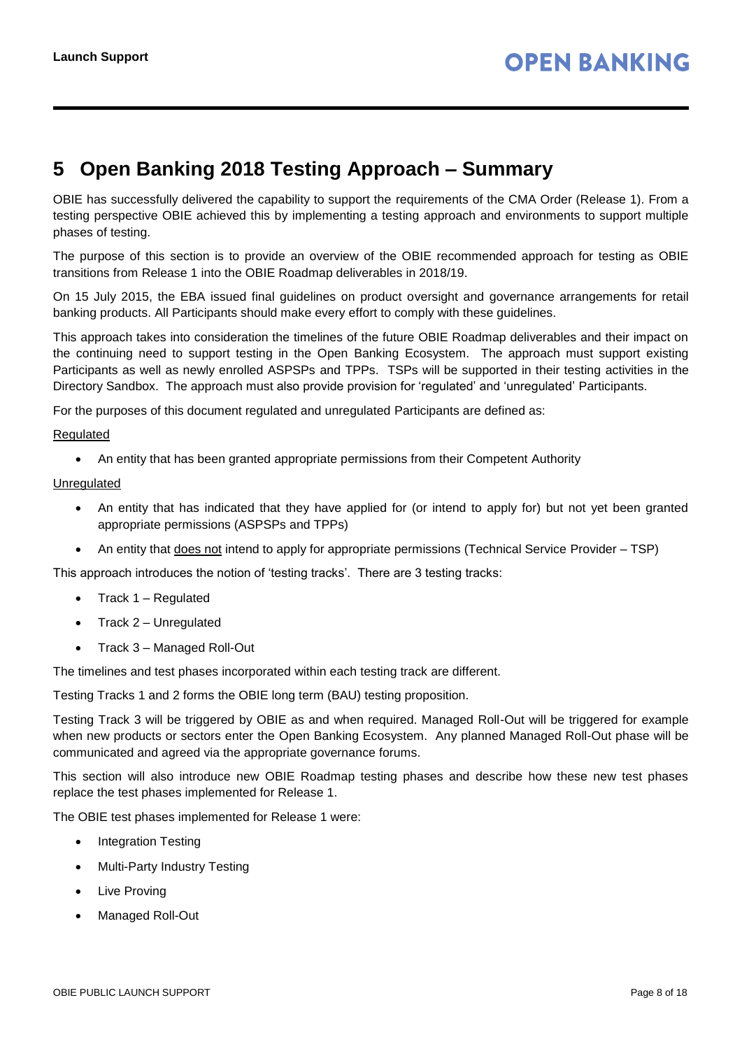# 5 Open Banking 2018 Testing Approach – Summary

OBIE has successfully delivered the capability to support the requirements of the CMA Order (Release 1). From a testing perspective OBIE achieved this by implementing a testing approach and environments to support multiple phases of testing.

The purpose of this section is to provide an overview of the OBIE recommended approach for testing as OBIE transitions from Release 1 into the OBIE Roadmap deliverables in 2018/19.

On 15 July 2015, the EBA issued final guidelines on product oversight and governance arrangements for retail banking products. All Participants should make every effort to comply with these guidelines.

This approach takes into consideration the timelines of the future OBIE Roadmap deliverables and their impact on the continuing need to support testing in the Open Banking Ecosystem. The approach must support existing Participants as well as newly enrolled ASPSPs and TPPs. TSPs will be supported in their testing activities in the Directory Sandbox. The approach must also provide provision for 'regulated' and 'unregulated' Participants.

For the purposes of this document regulated and unregulated Participants are defined as:

Regulated

- An entity that has been granted appropriate permissions from their Competent Authority

Unregulated

- An entity that has indicated that they have applied for (or intend to apply for) but not yet been granted appropriate permissions (ASPSPs and TPPs)
- An entity that does not intend to apply for appropriate permissions (Technical Service Provider – TSP)

This approach introduces the notion of 'testing tracks'. There are 3 testing tracks:

- Track 1 – Regulated
- Track 2 – Unregulated
- Track 3 – Managed Roll-Out

The timelines and test phases incorporated within each testing track are different.

Testing Tracks 1 and 2 forms the OBIE long term (BAU) testing proposition.

Testing Track 3 will be triggered by OBIE as and when required. Managed Roll-Out will be triggered for example when new products or sectors enter the Open Banking Ecosystem. Any planned Managed Roll-Out phase will be communicated and agreed via the appropriate governance forums.

This section will also introduce new OBIE Roadmap testing phases and describe how these new test phases replace the test phases implemented for Release 1.

The OBIE test phases implemented for Release 1 were:

- Integration Testing
- Multi-Party Industry Testing
- Live Proving
- Managed Roll-Out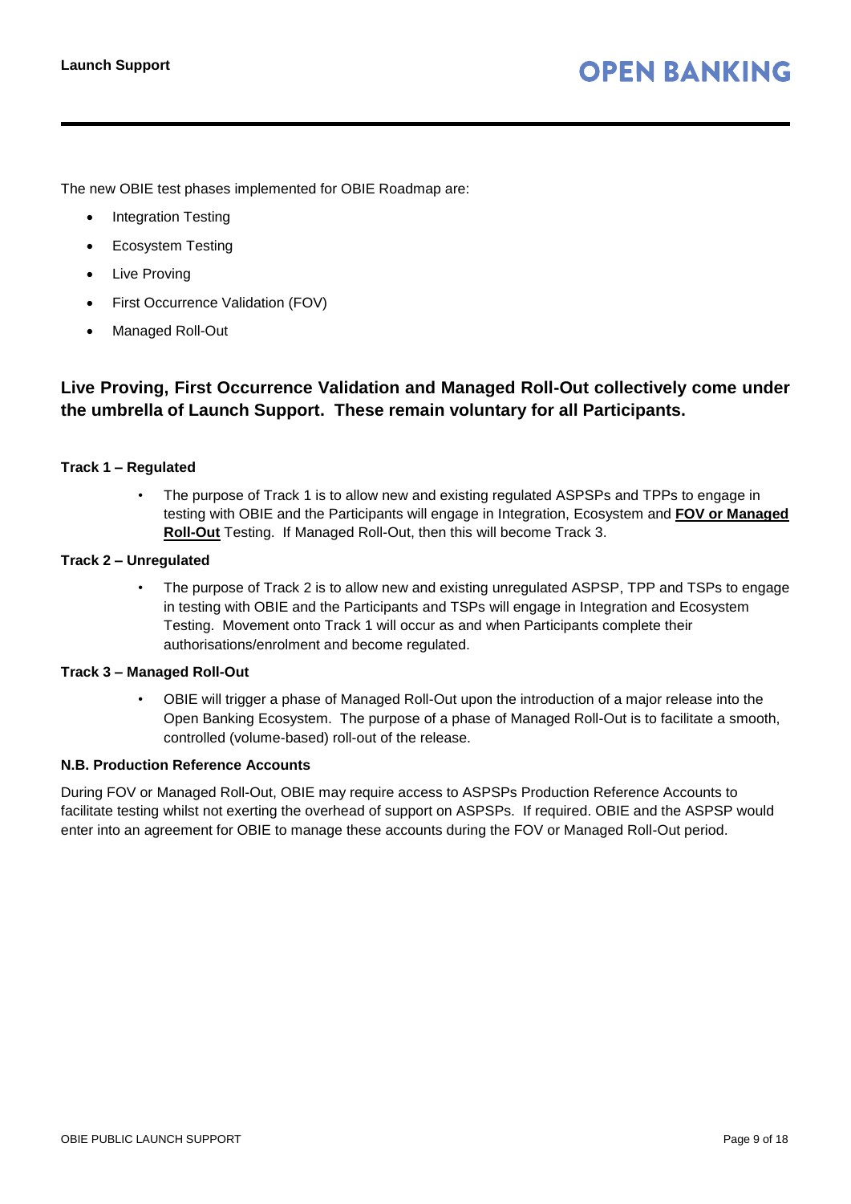The new OBIE test phases implemented for OBIE Roadmap are:

- Integration Testing
- Ecosystem Testing
- Live Proving
- First Occurrence Validation (FOV)
- Managed Roll-Out

## Live Proving, First Occurrence Validation and Managed Roll-Out collectively come under the umbrella of Launch Support. These remain voluntary for all Participants.

**Track 1 – Regulated**

- The purpose of Track 1 is to allow new and existing regulated ASPSPs and TPPs to engage in testing with OBIE and the Participants will engage in Integration, Ecosystem and **FOV or Managed Roll-Out** Testing. If Managed Roll-Out, then this will become Track 3.

**Track 2 – Unregulated**

- The purpose of Track 2 is to allow new and existing unregulated ASPSP, TPP and TSPs to engage in testing with OBIE and the Participants and TSPs will engage in Integration and Ecosystem Testing. Movement onto Track 1 will occur as and when Participants complete their authorisations/enrolment and become regulated.

**Track 3 – Managed Roll-Out**

- OBIE will trigger a phase of Managed Roll-Out upon the introduction of a major release into the Open Banking Ecosystem. The purpose of a phase of Managed Roll-Out is to facilitate a smooth, controlled (volume-based) roll-out of the release.

**N.B. Production Reference Accounts**

During FOV or Managed Roll-Out, OBIE may require access to ASPSPs Production Reference Accounts to facilitate testing whilst not exerting the overhead of support on ASPSPs. If required. OBIE and the ASPSP would enter into an agreement for OBIE to manage these accounts during the FOV or Managed Roll-Out period.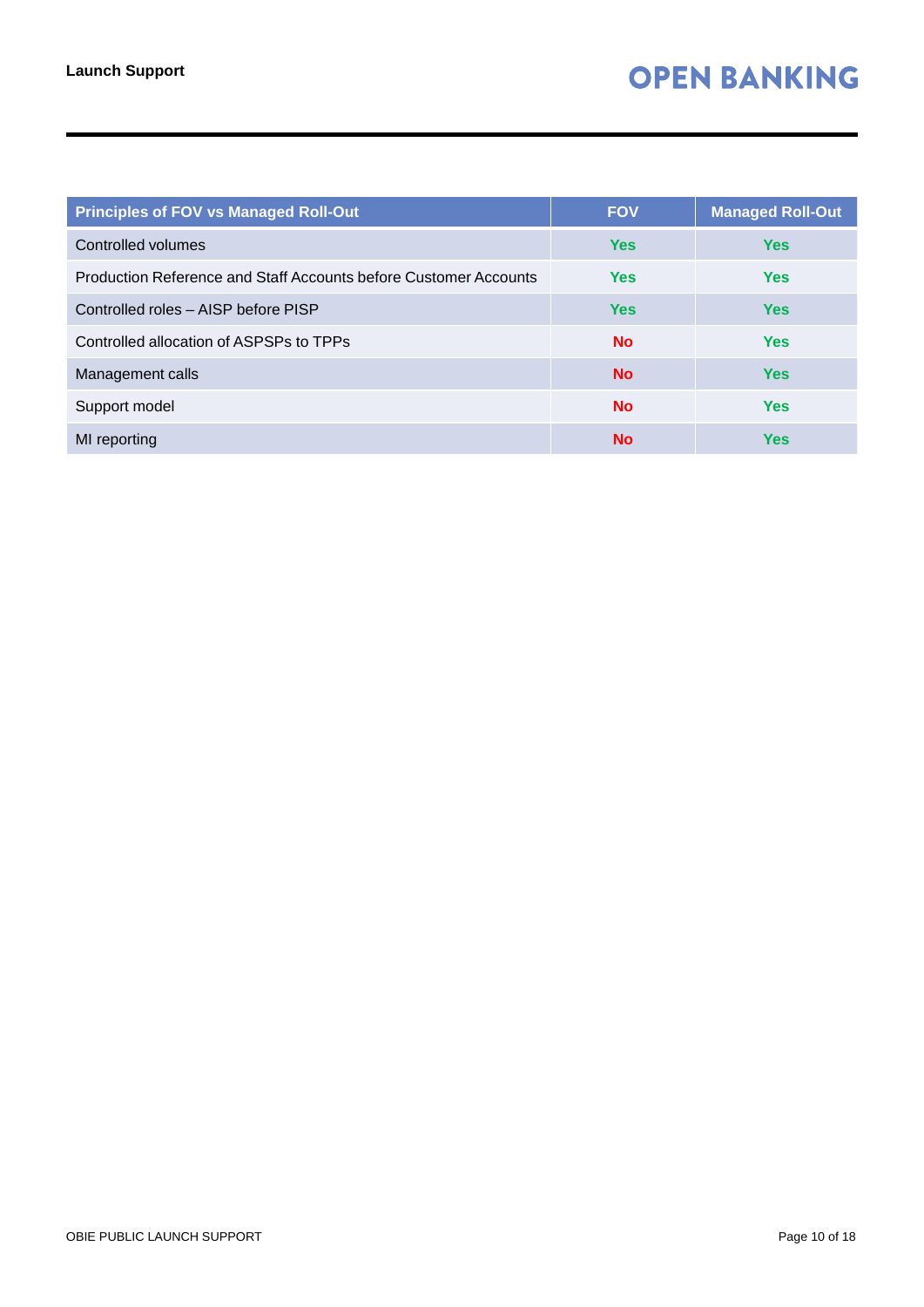| Principles of FOV vs Managed Roll-Out | FOV | Managed Roll-Out |
|---|---|---|
| Controlled volumes | Yes | Yes |
| Production Reference and Staff Accounts before Customer Accounts | Yes | Yes |
| Controlled roles – AISP before PISP | Yes | Yes |
| Controlled allocation of ASPSPs to TPPs | No | Yes |
| Management calls | No | Yes |
| Support model | No | Yes |
| MI reporting | No | Yes |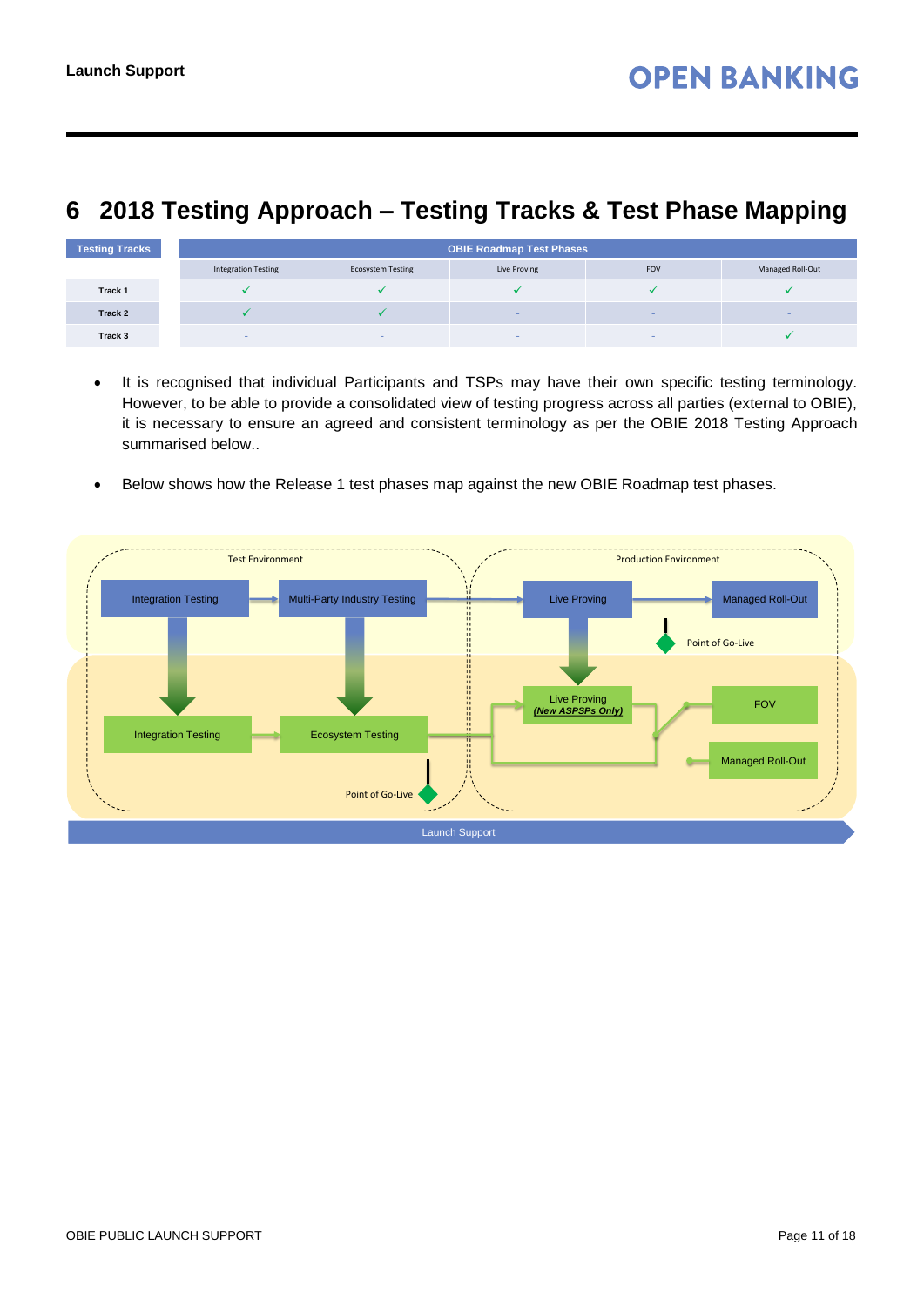# 6 2018 Testing Approach – Testing Tracks & Test Phase Mapping

| Testing Tracks | OBIE Roadmap Test Phases | | | | |
|---|---|---|---|---|---|
| | Integration Testing | Ecosystem Testing | Live Proving | FOV | Managed Roll-Out |
| Track 1 | ✓ | ✓ | ✓ | ✓ | ✓ |
| Track 2 | ✓ | ✓ | - | - | - |
| Track 3 | - | - | - | - | ✓ |

- It is recognised that individual Participants and TSPs may have their own specific testing terminology. However, to be able to provide a consolidated view of testing progress across all parties (external to OBIE), it is necessary to ensure an agreed and consistent terminology as per the OBIE 2018 Testing Approach summarised below..
- Below shows how the Release 1 test phases map against the new OBIE Roadmap test phases.

Test Environment

Production Environment

Integration Testing → Multi-Party Industry Testing → Live Proving → Managed Roll-Out

Point of Go-Live

Integration Testing → Ecosystem Testing → Live Proving (*New ASPSPs Only*) → FOV / Managed Roll-Out

Point of Go-Live

Launch Support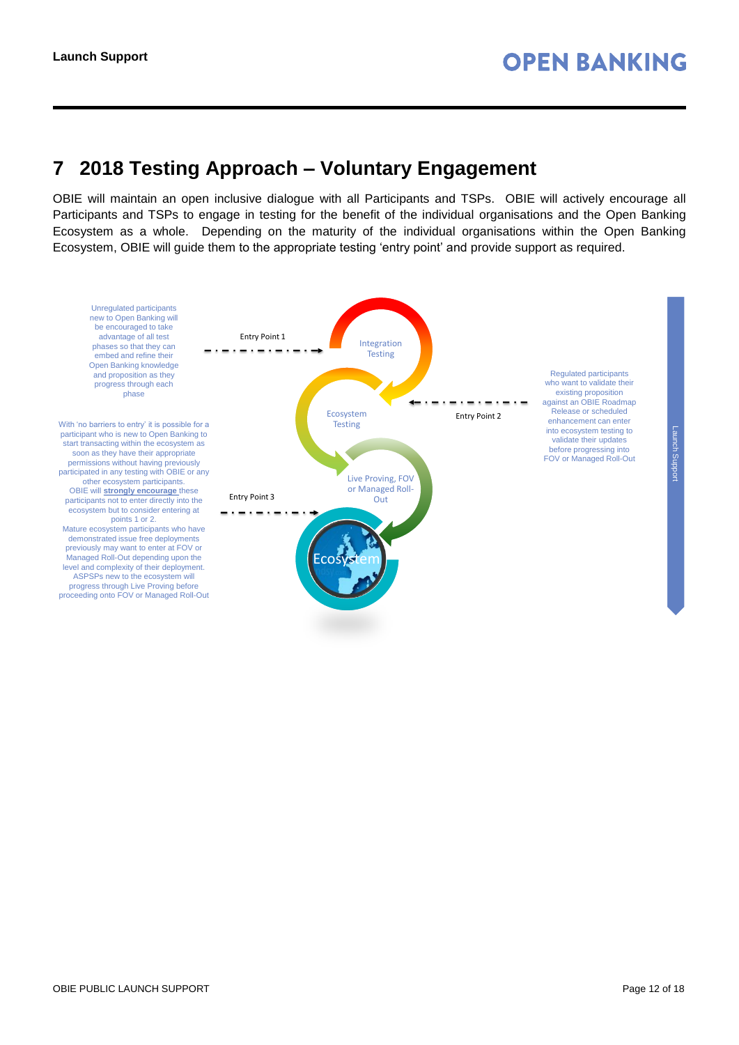# 7 2018 Testing Approach – Voluntary Engagement

OBIE will maintain an open inclusive dialogue with all Participants and TSPs. OBIE will actively encourage all Participants and TSPs to engage in testing for the benefit of the individual organisations and the Open Banking Ecosystem as a whole. Depending on the maturity of the individual organisations within the Open Banking Ecosystem, OBIE will guide them to the appropriate testing 'entry point' and provide support as required.

Unregulated participants new to Open Banking will be encouraged to take advantage of all test phases so that they can embed and refine their Open Banking knowledge and proposition as they progress through each phase

With 'no barriers to entry' it is possible for a participant who is new to Open Banking to start transacting within the ecosystem as soon as they have their appropriate permissions without having previously participated in any testing with OBIE or any other ecosystem participants. OBIE will **strongly encourage** these participants not to enter directly into the ecosystem but to consider entering at points 1 or 2. Mature ecosystem participants who have demonstrated issue free deployments previously may want to enter at FOV or Managed Roll-Out depending upon the level and complexity of their deployment. ASPSPs new to the ecosystem will progress through Live Proving before proceeding onto FOV or Managed Roll-Out

Entry Point 1

Integration Testing

Entry Point 2

Regulated participants who want to validate their existing proposition against an OBIE Roadmap Release or scheduled enhancement can enter into ecosystem testing to validate their updates before progressing into FOV or Managed Roll-Out

Ecosystem Testing

Live Proving, FOV or Managed Roll-Out

Entry Point 3

Ecosystem

Launch Support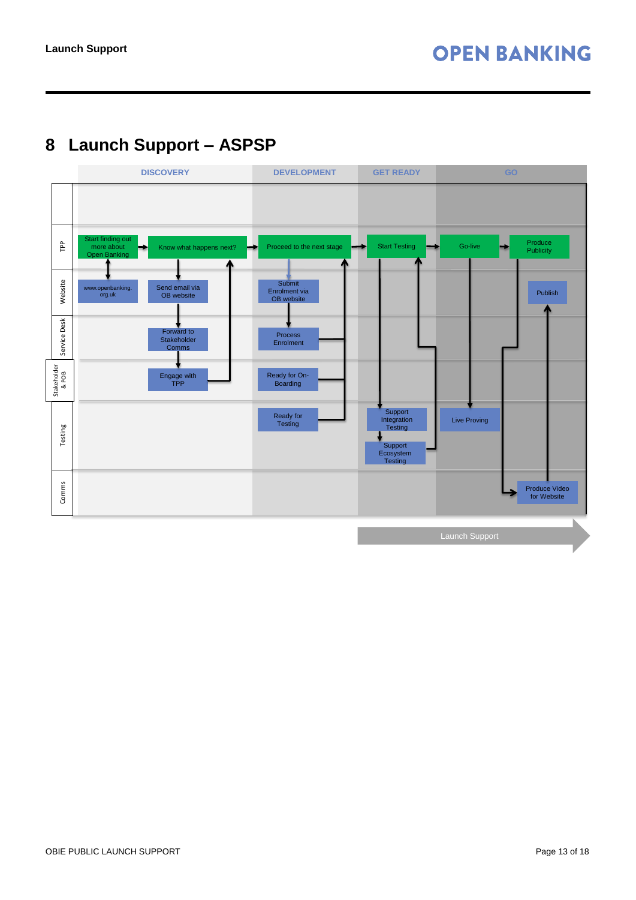# 8 Launch Support – ASPSP

| | DISCOVERY | | DEVELOPMENT | GET READY | GO | |
|---|---|---|---|---|---|---|
| TPP | Start finding out more about Open Banking | Know what happens next? | Proceed to the next stage | Start Testing | Go-live | Produce Publicity |
| Website | www.openbanking.org.uk | Send email via OB website | Submit Enrolment via OB website | | | Publish |
| Service Desk | | Forward to Stakeholder Comms | Process Enrolment | | | |
| Stakeholder & POB | | Engage with TPP | Ready for On-Boarding | | | |
| Testing | | | Ready for Testing | Support Integration Testing; Support Ecosystem Testing | Live Proving | |
| Comms | | | | | | Produce Video for Website |

Launch Support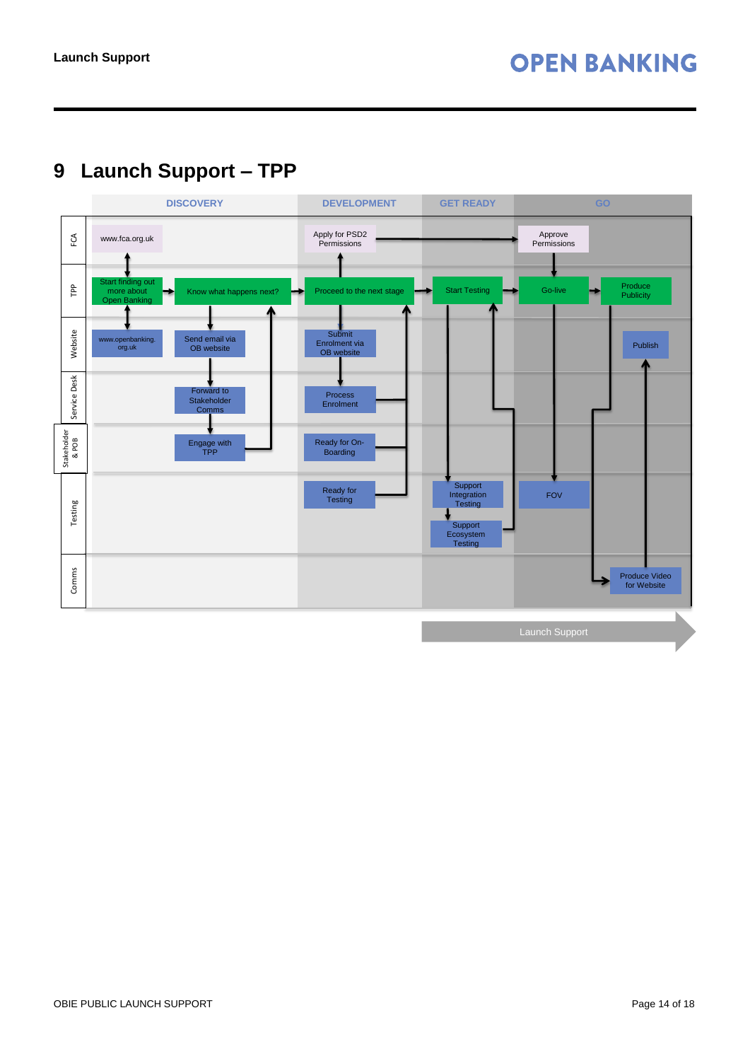# 9 Launch Support – TPP

DISCOVERY | DEVELOPMENT | GET READY | GO

FCA: www.fca.org.uk | Apply for PSD2 Permissions | Approve Permissions

TPP: Start finding out more about Open Banking | Know what happens next? | Proceed to the next stage | Start Testing | Go-live | Produce Publicity

Website: www.openbanking.org.uk | Send email via OB website | Submit Enrolment via OB website | Publish

Service Desk: Forward to Stakeholder Comms | Process Enrolment

Stakeholder & POB: Engage with TPP | Ready for On-Boarding

Testing: Ready for Testing | Support Integration Testing | Support Ecosystem Testing | FOV

Comms: Produce Video for Website

Launch Support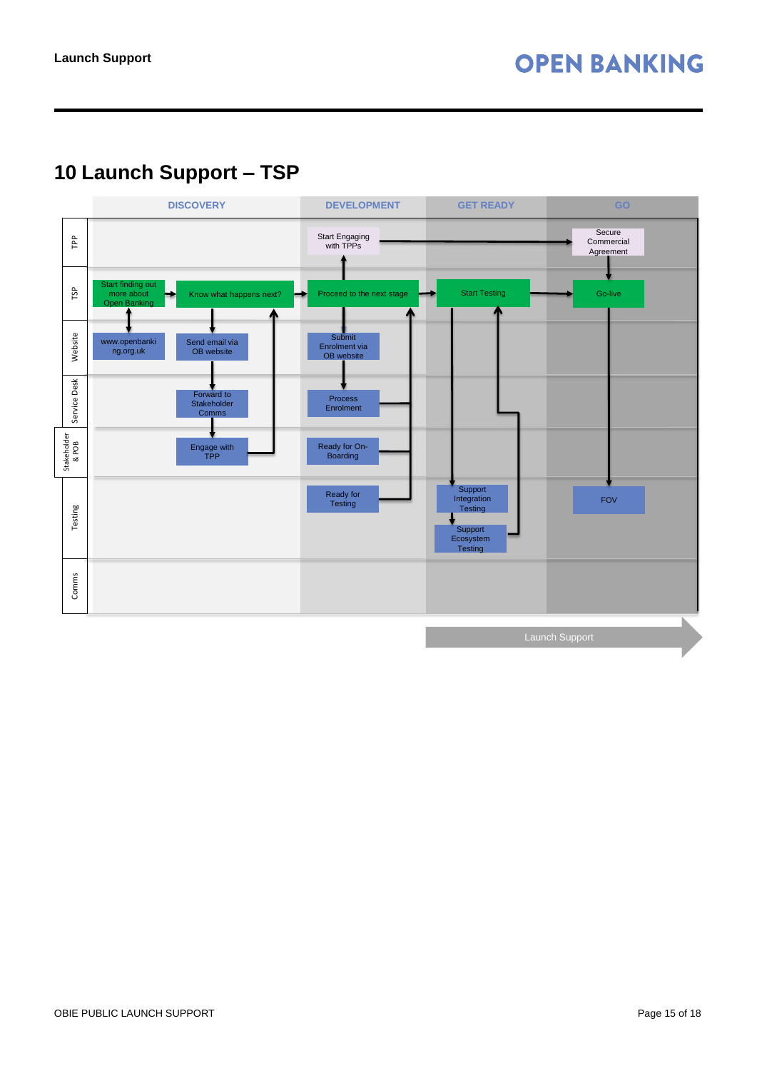# 10 Launch Support – TSP

| | DISCOVERY | DEVELOPMENT | GET READY | GO |
|---|---|---|---|---|
| TPP | | Start Engaging with TPPs | | Secure Commercial Agreement |
| TSP | Start finding out more about Open Banking → Know what happens next? | Proceed to the next stage | Start Testing | Go-live |
| Website | www.openbanking.org.uk; Send email via OB website | Submit Enrolment via OB website | | |
| Service Desk | Forward to Stakeholder Comms | Process Enrolment | | |
| Stakeholder & POB | Engage with TPP | Ready for On-Boarding | | |
| Testing | | Ready for Testing | Support Integration Testing; Support Ecosystem Testing | FOV |
| Comms | | | | |

Launch Support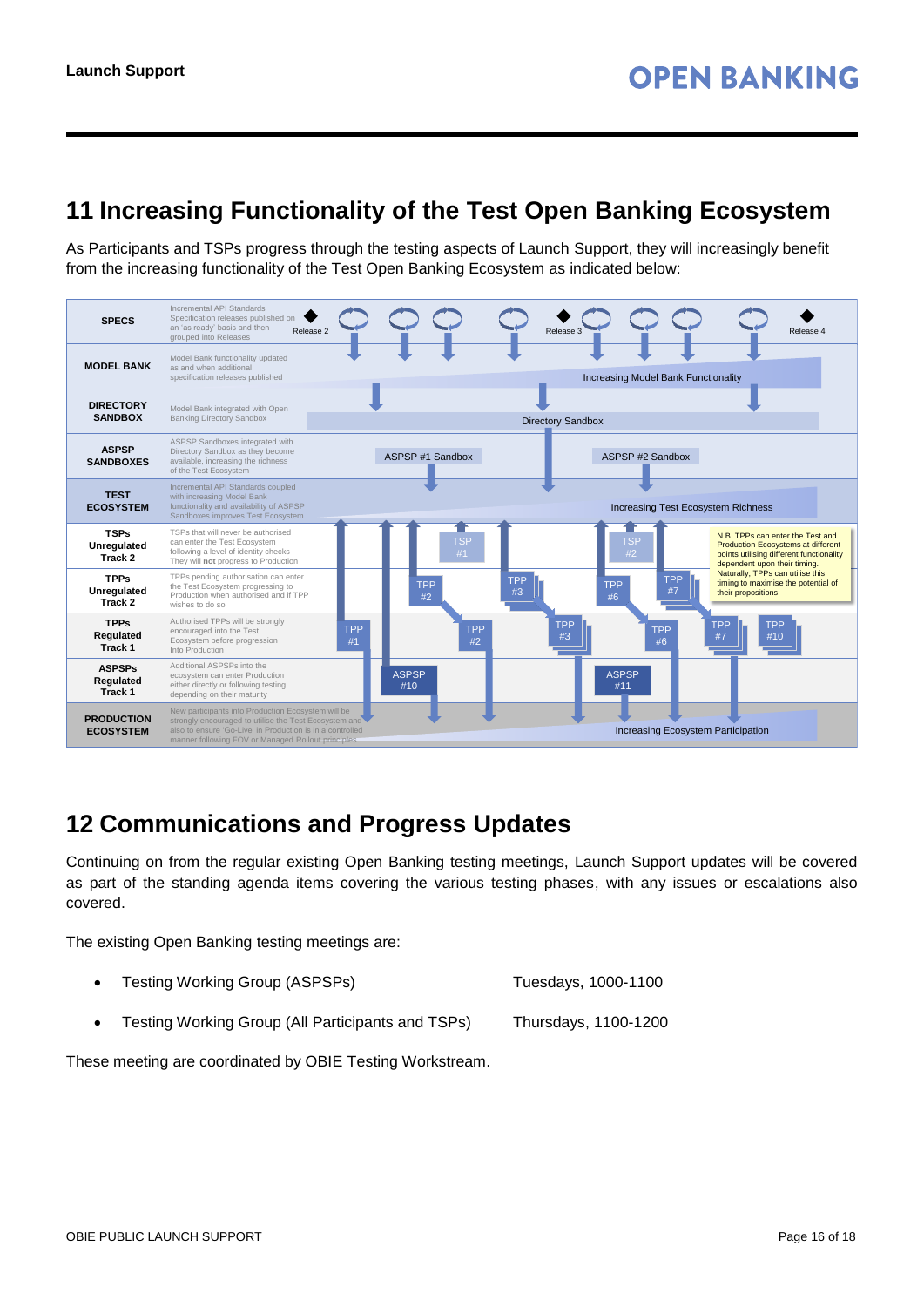## 11 Increasing Functionality of the Test Open Banking Ecosystem

As Participants and TSPs progress through the testing aspects of Launch Support, they will increasingly benefit from the increasing functionality of the Test Open Banking Ecosystem as indicated below:

| | | |
|---|---|---|
| **SPECS** | Incremental API Standards Specification releases published on an 'as ready' basis and then grouped into Releases | Release 2, Release 3, Release 4 |
| **MODEL BANK** | Model Bank functionality updated as and when additional specification releases published | Increasing Model Bank Functionality |
| **DIRECTORY SANDBOX** | Model Bank integrated with Open Banking Directory Sandbox | Directory Sandbox |
| **ASPSP SANDBOXES** | ASPSP Sandboxes integrated with Directory Sandbox as they become available, increasing the richness of the Test Ecosystem | ASPSP #1 Sandbox, ASPSP #2 Sandbox |
| **TEST ECOSYSTEM** | Incremental API Standards coupled with increasing Model Bank functionality and availability of ASPSP Sandboxes improves Test Ecosystem | Increasing Test Ecosystem Richness |
| **TSPs Unregulated Track 2** | TSPs that will never be authorised can enter the Test Ecosystem following a level of identity checks. They will **not** progress to Production | TSP #1, TSP #2 |
| **TPPs Unregulated Track 2** | TPPs pending authorisation can enter the Test Ecosystem progressing to Production when authorised and if TPP wishes to do so | TPP #2, TPP #3, TPP #6, TPP #7 |
| **TPPs Regulated Track 1** | Authorised TPPs will be strongly encouraged into the Test Ecosystem before progression into Production | TPP #1, TPP #2, TPP #3, TPP #6, TPP #7, TPP #10 |
| **ASPSPs Regulated Track 1** | Additional ASPSPs into the ecosystem can enter Production either directly or following testing depending on their maturity | ASPSP #10, ASPSP #11 |
| **PRODUCTION ECOSYSTEM** | New participants into Production Ecosystem will be strongly encouraged to utilise the Test Ecosystem and also to ensure 'Go-Live' in Production is in a controlled manner following FOV or Managed Rollout principles | Increasing Ecosystem Participation |

N.B. TPPs can enter the Test and Production Ecosystems at different points utilising different functionality dependent upon their timing. Naturally, TPPs can utilise this timing to maximise the potential of their propositions.

## 12 Communications and Progress Updates

Continuing on from the regular existing Open Banking testing meetings, Launch Support updates will be covered as part of the standing agenda items covering the various testing phases, with any issues or escalations also covered.

The existing Open Banking testing meetings are:

- Testing Working Group (ASPSPs) — Tuesdays, 1000-1100
- Testing Working Group (All Participants and TSPs) — Thursdays, 1100-1200

These meeting are coordinated by OBIE Testing Workstream.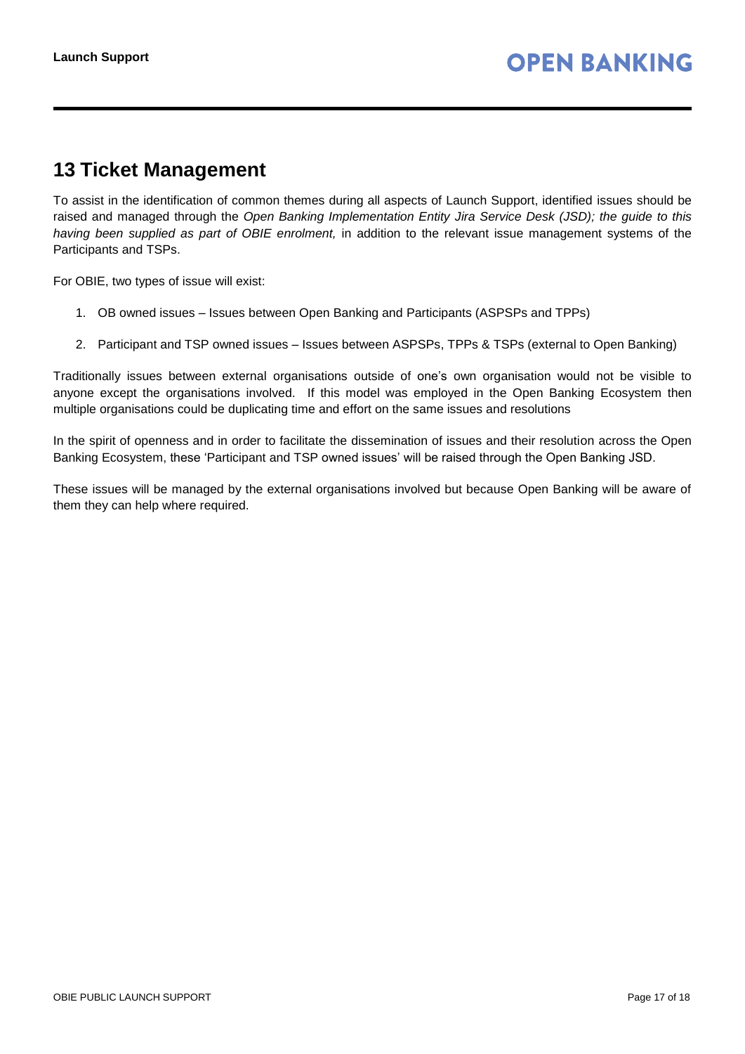# 13 Ticket Management

To assist in the identification of common themes during all aspects of Launch Support, identified issues should be raised and managed through the *Open Banking Implementation Entity Jira Service Desk (JSD); the guide to this having been supplied as part of OBIE enrolment,* in addition to the relevant issue management systems of the Participants and TSPs.

For OBIE, two types of issue will exist:

1. OB owned issues – Issues between Open Banking and Participants (ASPSPs and TPPs)
2. Participant and TSP owned issues – Issues between ASPSPs, TPPs & TSPs (external to Open Banking)

Traditionally issues between external organisations outside of one's own organisation would not be visible to anyone except the organisations involved. If this model was employed in the Open Banking Ecosystem then multiple organisations could be duplicating time and effort on the same issues and resolutions

In the spirit of openness and in order to facilitate the dissemination of issues and their resolution across the Open Banking Ecosystem, these 'Participant and TSP owned issues' will be raised through the Open Banking JSD.

These issues will be managed by the external organisations involved but because Open Banking will be aware of them they can help where required.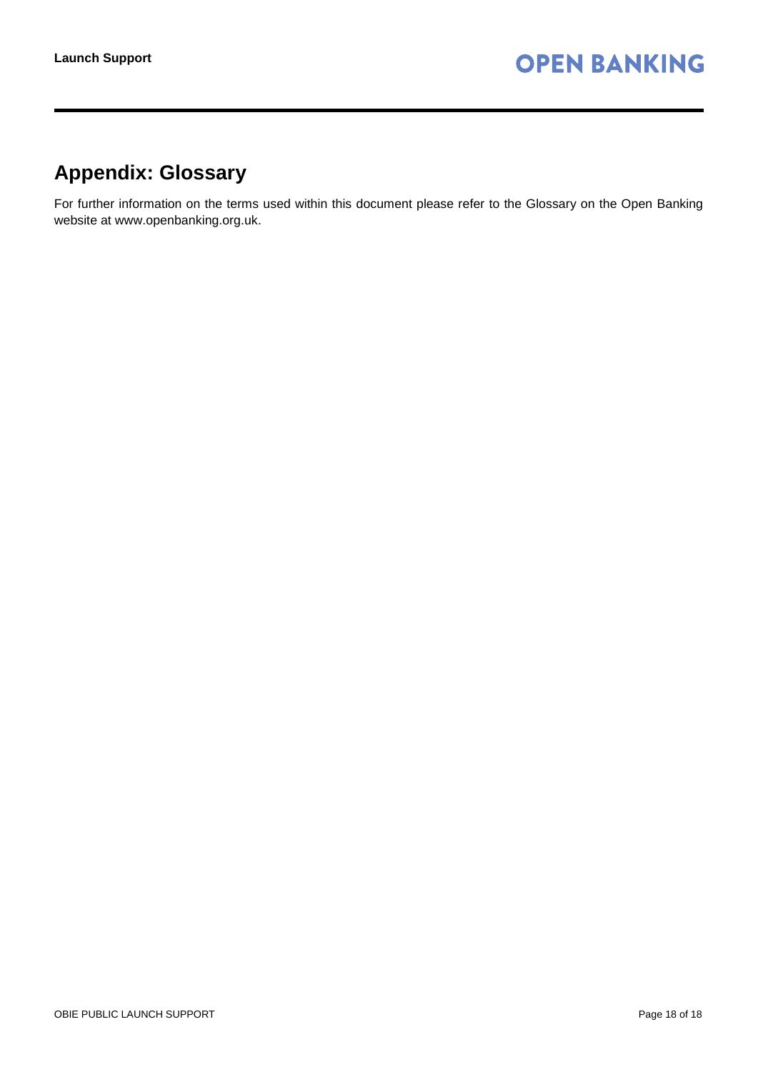## Appendix: Glossary

For further information on the terms used within this document please refer to the Glossary on the Open Banking website at www.openbanking.org.uk.